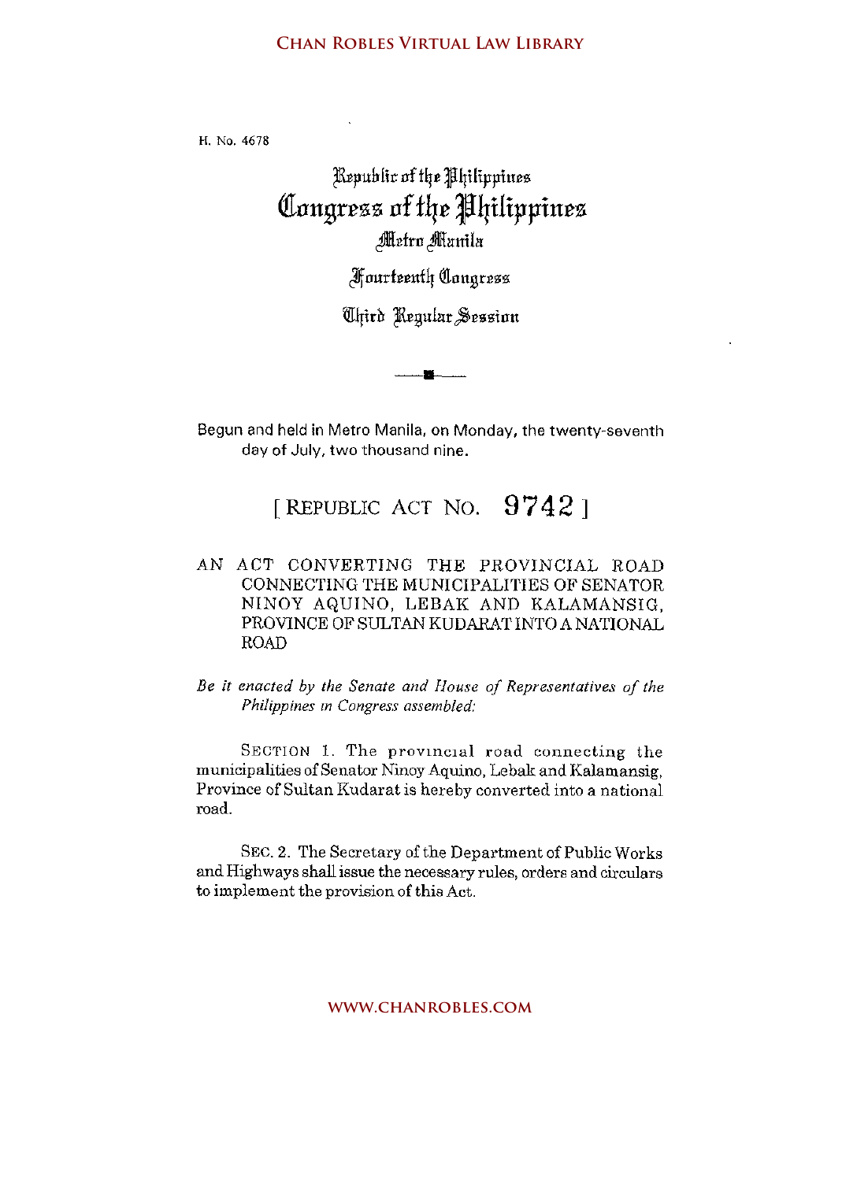H. No. 4678

# Republic of the Philippines
# Congress of the Philippines
## Metro Manila

## Fourteenth Congress

## Third Regular Session

Begun and held in Metro Manila, on Monday, the twenty-seventh day of July, two thousand nine.

## [ REPUBLIC ACT NO. 9742 ]

AN ACT CONVERTING THE PROVINCIAL ROAD CONNECTING THE MUNICIPALITIES OF SENATOR NINOY AQUINO, LEBAK AND KALAMANSIG, PROVINCE OF SULTAN KUDARAT INTO A NATIONAL ROAD

*Be it enacted by the Senate and House of Representatives of the Philippines in Congress assembled:*

SECTION 1. The provincial road connecting the municipalities of Senator Ninoy Aquino, Lebak and Kalamansig, Province of Sultan Kudarat is hereby converted into a national road.

SEC. 2. The Secretary of the Department of Public Works and Highways shall issue the necessary rules, orders and circulars to implement the provision of this Act.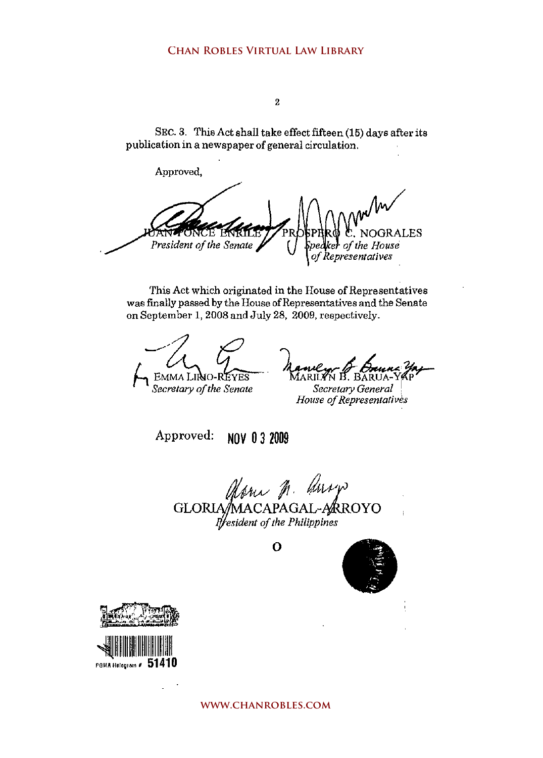SEC. 3. This Act shall take effect fifteen (15) days after its publication in a newspaper of general circulation.

Approved,

JUAN PONCE ENRILE
*President of the Senate*

PROSPERO C. NOGRALES
*Speaker of the House of Representatives*

This Act which originated in the House of Representatives was finally passed by the House of Representatives and the Senate on September 1, 2008 and July 28, 2009, respectively.

EMMA LIRIO-REYES
*Secretary of the Senate*

MARILYN B. BARUA-YAP
*Secretary General House of Representatives*

Approved: NOV 03 2009

GLORIA MACAPAGAL-ARROYO
*President of the Philippines*

O

PGMA Hologram # 51410